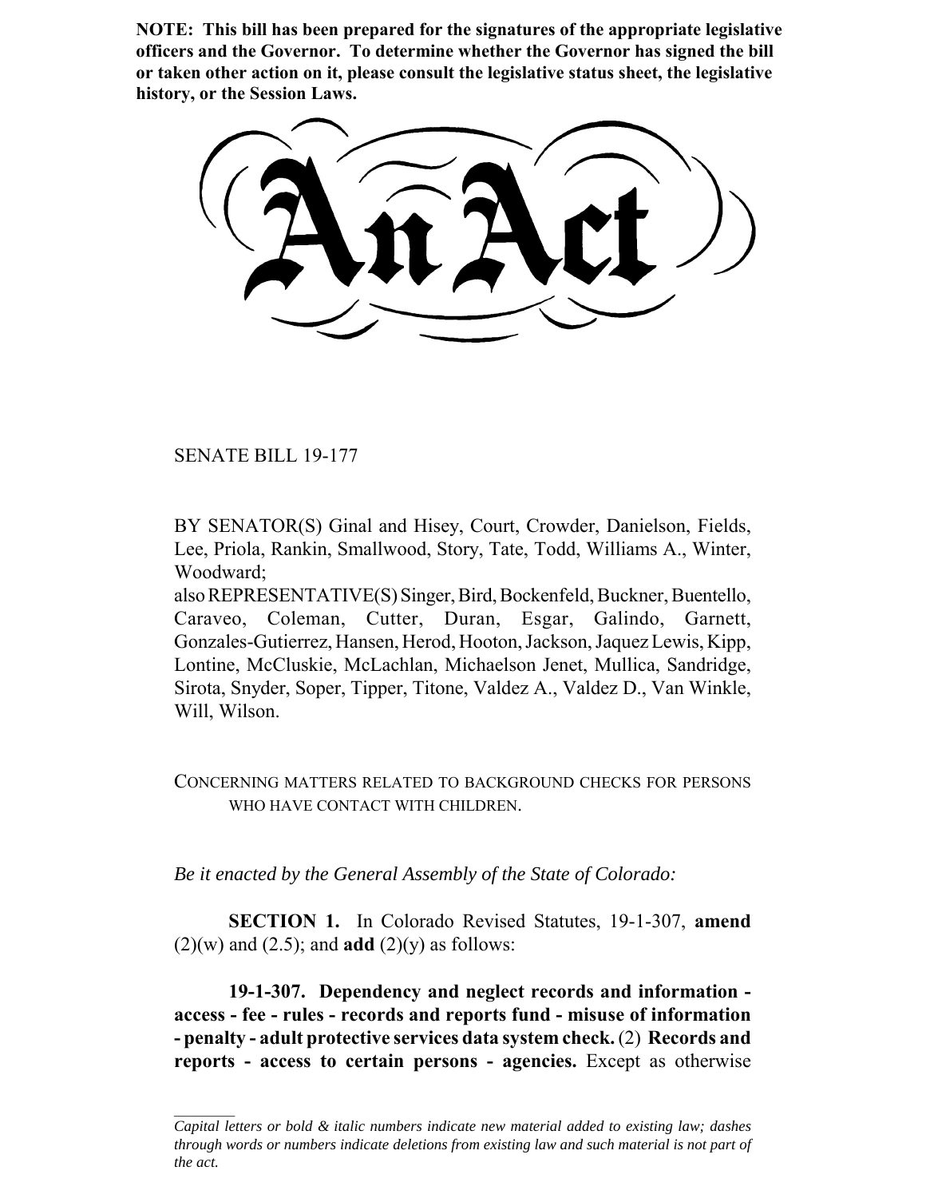**NOTE: This bill has been prepared for the signatures of the appropriate legislative officers and the Governor. To determine whether the Governor has signed the bill or taken other action on it, please consult the legislative status sheet, the legislative history, or the Session Laws.**

# An Act

SENATE BILL 19-177

BY SENATOR(S) Ginal and Hisey, Court, Crowder, Danielson, Fields, Lee, Priola, Rankin, Smallwood, Story, Tate, Todd, Williams A., Winter, Woodward;

also REPRESENTATIVE(S) Singer, Bird, Bockenfeld, Buckner, Buentello, Caraveo, Coleman, Cutter, Duran, Esgar, Galindo, Garnett, Gonzales-Gutierrez, Hansen, Herod, Hooton, Jackson, Jaquez Lewis, Kipp, Lontine, McCluskie, McLachlan, Michaelson Jenet, Mullica, Sandridge, Sirota, Snyder, Soper, Tipper, Titone, Valdez A., Valdez D., Van Winkle, Will, Wilson.

CONCERNING MATTERS RELATED TO BACKGROUND CHECKS FOR PERSONS WHO HAVE CONTACT WITH CHILDREN.

*Be it enacted by the General Assembly of the State of Colorado:*

**SECTION 1.** In Colorado Revised Statutes, 19-1-307, **amend** (2)(w) and (2.5); and **add** (2)(y) as follows:

**19-1-307. Dependency and neglect records and information - access - fee - rules - records and reports fund - misuse of information - penalty - adult protective services data system check.** (2) **Records and reports - access to certain persons - agencies.** Except as otherwise

*Capital letters or bold & italic numbers indicate new material added to existing law; dashes through words or numbers indicate deletions from existing law and such material is not part of the act.*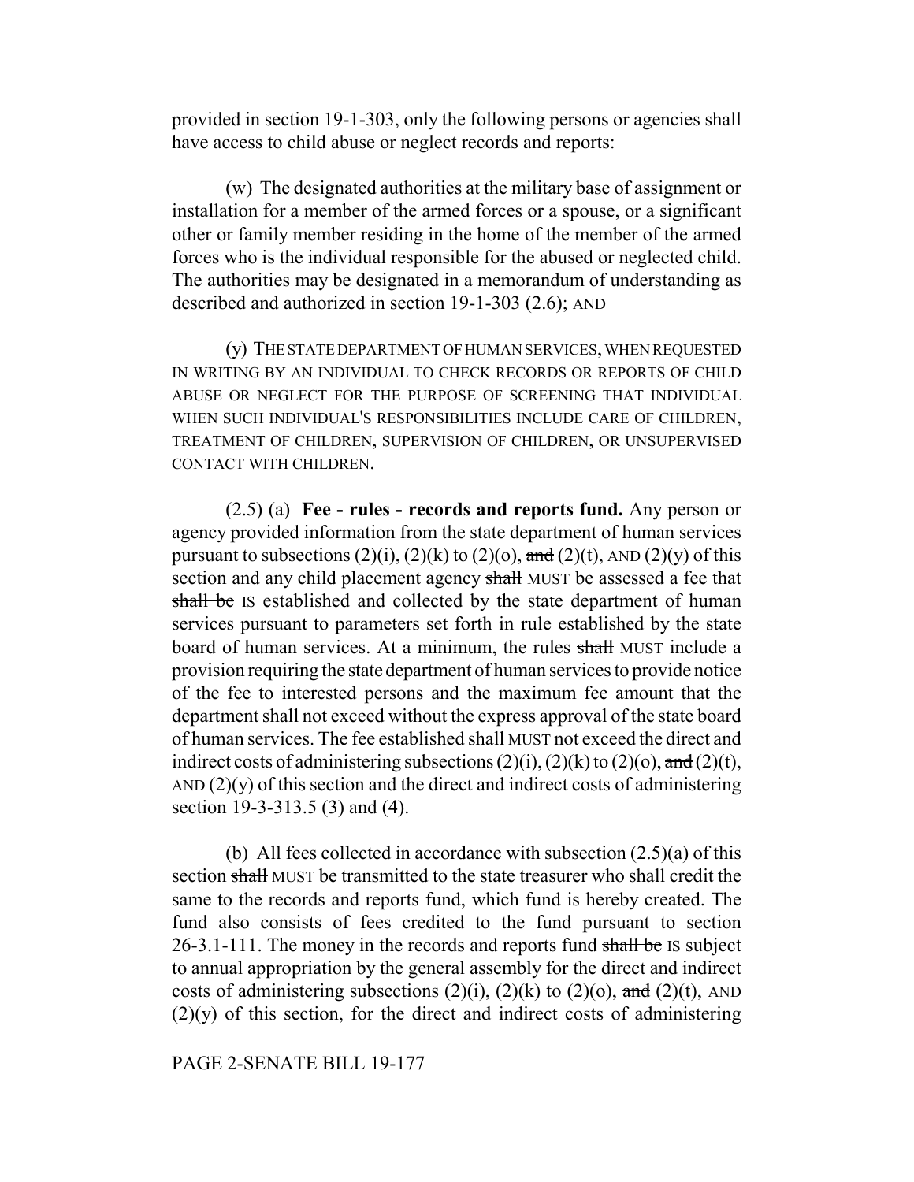provided in section 19-1-303, only the following persons or agencies shall have access to child abuse or neglect records and reports:

(w) The designated authorities at the military base of assignment or installation for a member of the armed forces or a spouse, or a significant other or family member residing in the home of the member of the armed forces who is the individual responsible for the abused or neglected child. The authorities may be designated in a memorandum of understanding as described and authorized in section 19-1-303 (2.6); AND

(y) THE STATE DEPARTMENT OF HUMAN SERVICES, WHEN REQUESTED IN WRITING BY AN INDIVIDUAL TO CHECK RECORDS OR REPORTS OF CHILD ABUSE OR NEGLECT FOR THE PURPOSE OF SCREENING THAT INDIVIDUAL WHEN SUCH INDIVIDUAL'S RESPONSIBILITIES INCLUDE CARE OF CHILDREN, TREATMENT OF CHILDREN, SUPERVISION OF CHILDREN, OR UNSUPERVISED CONTACT WITH CHILDREN.

(2.5) (a) **Fee - rules - records and reports fund.** Any person or agency provided information from the state department of human services pursuant to subsections (2)(i), (2)(k) to (2)(o), ~~and~~ (2)(t), AND (2)(y) of this section and any child placement agency ~~shall~~ MUST be assessed a fee that ~~shall be~~ IS established and collected by the state department of human services pursuant to parameters set forth in rule established by the state board of human services. At a minimum, the rules ~~shall~~ MUST include a provision requiring the state department of human services to provide notice of the fee to interested persons and the maximum fee amount that the department shall not exceed without the express approval of the state board of human services. The fee established ~~shall~~ MUST not exceed the direct and indirect costs of administering subsections (2)(i), (2)(k) to (2)(o), ~~and~~ (2)(t), AND (2)(y) of this section and the direct and indirect costs of administering section 19-3-313.5 (3) and (4).

(b) All fees collected in accordance with subsection (2.5)(a) of this section ~~shall~~ MUST be transmitted to the state treasurer who shall credit the same to the records and reports fund, which fund is hereby created. The fund also consists of fees credited to the fund pursuant to section 26-3.1-111. The money in the records and reports fund ~~shall be~~ IS subject to annual appropriation by the general assembly for the direct and indirect costs of administering subsections (2)(i), (2)(k) to (2)(o), ~~and~~ (2)(t), AND (2)(y) of this section, for the direct and indirect costs of administering

PAGE 2-SENATE BILL 19-177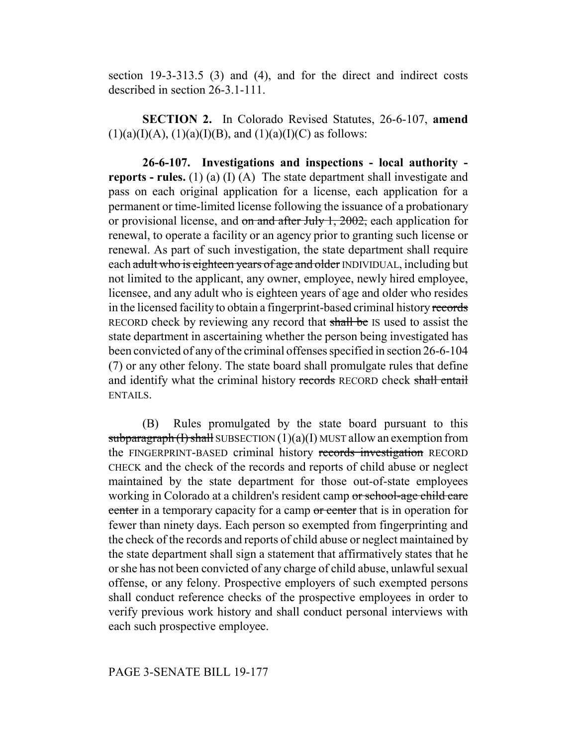section 19-3-313.5 (3) and (4), and for the direct and indirect costs described in section 26-3.1-111.

**SECTION 2.** In Colorado Revised Statutes, 26-6-107, **amend** (1)(a)(I)(A), (1)(a)(I)(B), and (1)(a)(I)(C) as follows:

**26-6-107. Investigations and inspections - local authority - reports - rules.** (1) (a) (I) (A) The state department shall investigate and pass on each original application for a license, each application for a permanent or time-limited license following the issuance of a probationary or provisional license, and ~~on and after July 1, 2002,~~ each application for renewal, to operate a facility or an agency prior to granting such license or renewal. As part of such investigation, the state department shall require each ~~adult who is eighteen years of age and older~~ INDIVIDUAL, including but not limited to the applicant, any owner, employee, newly hired employee, licensee, and any adult who is eighteen years of age and older who resides in the licensed facility to obtain a fingerprint-based criminal history ~~records~~ RECORD check by reviewing any record that ~~shall be~~ IS used to assist the state department in ascertaining whether the person being investigated has been convicted of any of the criminal offenses specified in section 26-6-104 (7) or any other felony. The state board shall promulgate rules that define and identify what the criminal history ~~records~~ RECORD check ~~shall entail~~ ENTAILS.

(B) Rules promulgated by the state board pursuant to this ~~subparagraph (I) shall~~ SUBSECTION (1)(a)(I) MUST allow an exemption from the FINGERPRINT-BASED criminal history ~~records investigation~~ RECORD CHECK and the check of the records and reports of child abuse or neglect maintained by the state department for those out-of-state employees working in Colorado at a children's resident camp ~~or school-age child care center~~ in a temporary capacity for a camp ~~or center~~ that is in operation for fewer than ninety days. Each person so exempted from fingerprinting and the check of the records and reports of child abuse or neglect maintained by the state department shall sign a statement that affirmatively states that he or she has not been convicted of any charge of child abuse, unlawful sexual offense, or any felony. Prospective employers of such exempted persons shall conduct reference checks of the prospective employees in order to verify previous work history and shall conduct personal interviews with each such prospective employee.

PAGE 3-SENATE BILL 19-177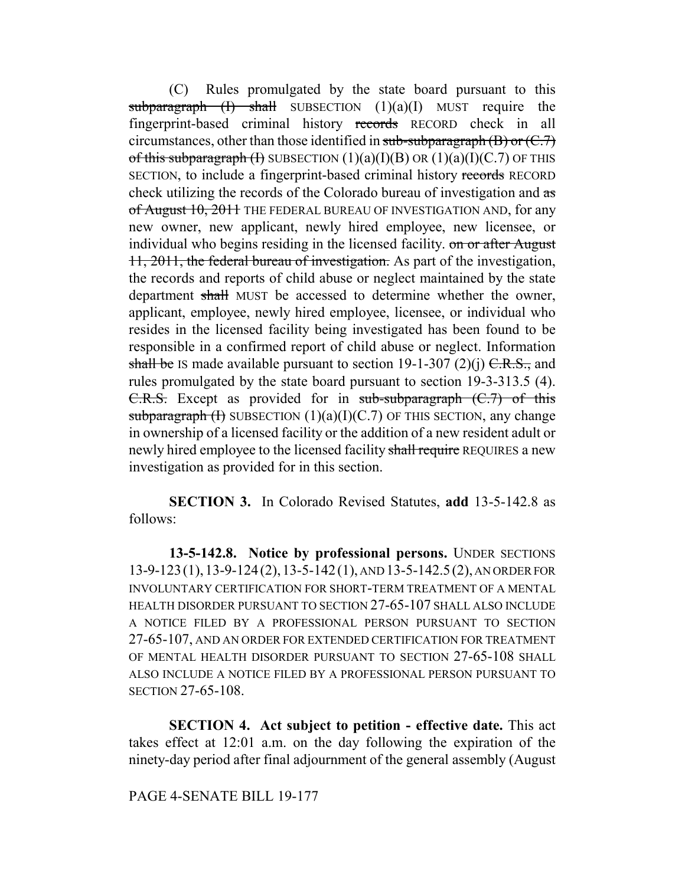(C) Rules promulgated by the state board pursuant to this ~~subparagraph (I) shall~~ SUBSECTION (1)(a)(I) MUST require the fingerprint-based criminal history ~~records~~ RECORD check in all circumstances, other than those identified in ~~sub-subparagraph (B) or (C.7) of this subparagraph (I)~~ SUBSECTION (1)(a)(I)(B) OR (1)(a)(I)(C.7) OF THIS SECTION, to include a fingerprint-based criminal history ~~records~~ RECORD check utilizing the records of the Colorado bureau of investigation and ~~as of August 10, 2011~~ THE FEDERAL BUREAU OF INVESTIGATION AND, for any new owner, new applicant, newly hired employee, new licensee, or individual who begins residing in the licensed facility. ~~on or after August 11, 2011, the federal bureau of investigation.~~ As part of the investigation, the records and reports of child abuse or neglect maintained by the state department ~~shall~~ MUST be accessed to determine whether the owner, applicant, employee, newly hired employee, licensee, or individual who resides in the licensed facility being investigated has been found to be responsible in a confirmed report of child abuse or neglect. Information ~~shall be~~ IS made available pursuant to section 19-1-307 (2)(j) ~~C.R.S.,~~ and rules promulgated by the state board pursuant to section 19-3-313.5 (4). ~~C.R.S.~~ Except as provided for in ~~sub-subparagraph (C.7) of this subparagraph (I)~~ SUBSECTION (1)(a)(I)(C.7) OF THIS SECTION, any change in ownership of a licensed facility or the addition of a new resident adult or newly hired employee to the licensed facility ~~shall require~~ REQUIRES a new investigation as provided for in this section.

**SECTION 3.** In Colorado Revised Statutes, **add** 13-5-142.8 as follows:

**13-5-142.8. Notice by professional persons.** UNDER SECTIONS 13-9-123 (1), 13-9-124 (2), 13-5-142 (1), AND 13-5-142.5 (2), AN ORDER FOR INVOLUNTARY CERTIFICATION FOR SHORT-TERM TREATMENT OF A MENTAL HEALTH DISORDER PURSUANT TO SECTION 27-65-107 SHALL ALSO INCLUDE A NOTICE FILED BY A PROFESSIONAL PERSON PURSUANT TO SECTION 27-65-107, AND AN ORDER FOR EXTENDED CERTIFICATION FOR TREATMENT OF MENTAL HEALTH DISORDER PURSUANT TO SECTION 27-65-108 SHALL ALSO INCLUDE A NOTICE FILED BY A PROFESSIONAL PERSON PURSUANT TO SECTION 27-65-108.

**SECTION 4. Act subject to petition - effective date.** This act takes effect at 12:01 a.m. on the day following the expiration of the ninety-day period after final adjournment of the general assembly (August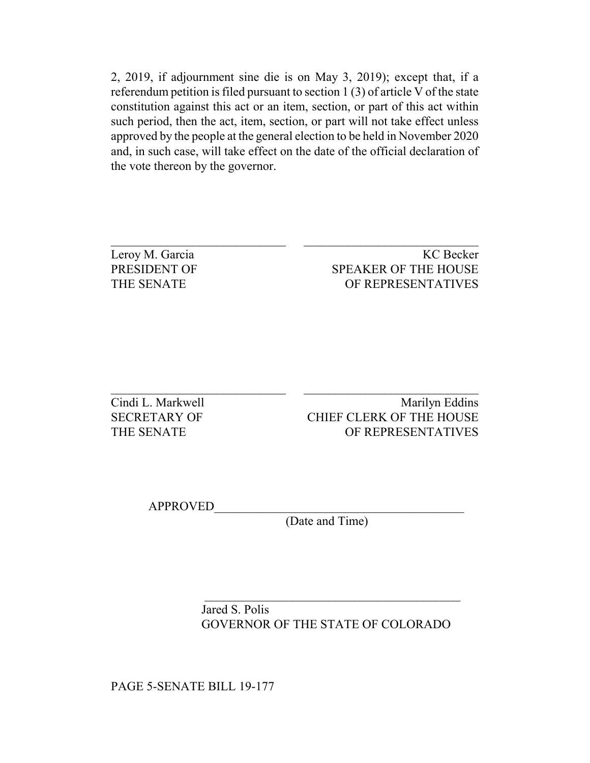2, 2019, if adjournment sine die is on May 3, 2019); except that, if a referendum petition is filed pursuant to section 1 (3) of article V of the state constitution against this act or an item, section, or part of this act within such period, then the act, item, section, or part will not take effect unless approved by the people at the general election to be held in November 2020 and, in such case, will take effect on the date of the official declaration of the vote thereon by the governor.

| | |
|---|---|
| ____________________________ | ____________________________ |
| Leroy M. Garcia<br>PRESIDENT OF<br>THE SENATE | KC Becker<br>SPEAKER OF THE HOUSE<br>OF REPRESENTATIVES |
| ____________________________ | ____________________________ |
| Cindi L. Markwell<br>SECRETARY OF<br>THE SENATE | Marilyn Eddins<br>CHIEF CLERK OF THE HOUSE<br>OF REPRESENTATIVES |

APPROVED________________________________________
(Date and Time)

_________________________________________
Jared S. Polis
GOVERNOR OF THE STATE OF COLORADO

PAGE 5-SENATE BILL 19-177